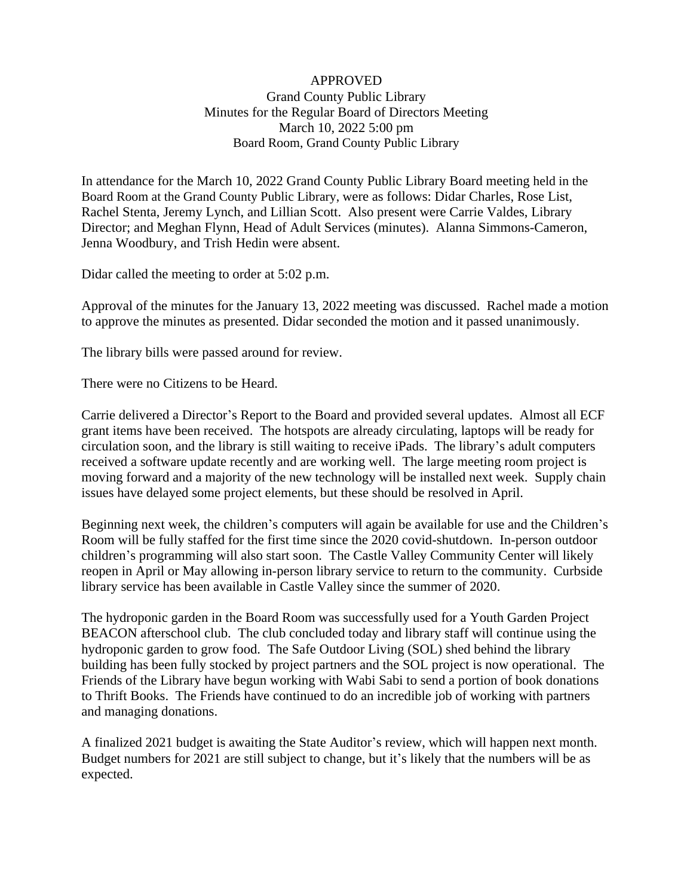APPROVED

Grand County Public Library

Minutes for the Regular Board of Directors Meeting

March 10, 2022 5:00 pm

Board Room, Grand County Public Library

In attendance for the March 10, 2022 Grand County Public Library Board meeting held in the Board Room at the Grand County Public Library, were as follows: Didar Charles, Rose List, Rachel Stenta, Jeremy Lynch, and Lillian Scott. Also present were Carrie Valdes, Library Director; and Meghan Flynn, Head of Adult Services (minutes). Alanna Simmons-Cameron, Jenna Woodbury, and Trish Hedin were absent.

Didar called the meeting to order at 5:02 p.m.

Approval of the minutes for the January 13, 2022 meeting was discussed. Rachel made a motion to approve the minutes as presented. Didar seconded the motion and it passed unanimously.

The library bills were passed around for review.

There were no Citizens to be Heard.

Carrie delivered a Director's Report to the Board and provided several updates. Almost all ECF grant items have been received. The hotspots are already circulating, laptops will be ready for circulation soon, and the library is still waiting to receive iPads. The library's adult computers received a software update recently and are working well. The large meeting room project is moving forward and a majority of the new technology will be installed next week. Supply chain issues have delayed some project elements, but these should be resolved in April.

Beginning next week, the children's computers will again be available for use and the Children's Room will be fully staffed for the first time since the 2020 covid-shutdown. In-person outdoor children's programming will also start soon. The Castle Valley Community Center will likely reopen in April or May allowing in-person library service to return to the community. Curbside library service has been available in Castle Valley since the summer of 2020.

The hydroponic garden in the Board Room was successfully used for a Youth Garden Project BEACON afterschool club. The club concluded today and library staff will continue using the hydroponic garden to grow food. The Safe Outdoor Living (SOL) shed behind the library building has been fully stocked by project partners and the SOL project is now operational. The Friends of the Library have begun working with Wabi Sabi to send a portion of book donations to Thrift Books. The Friends have continued to do an incredible job of working with partners and managing donations.

A finalized 2021 budget is awaiting the State Auditor's review, which will happen next month. Budget numbers for 2021 are still subject to change, but it's likely that the numbers will be as expected.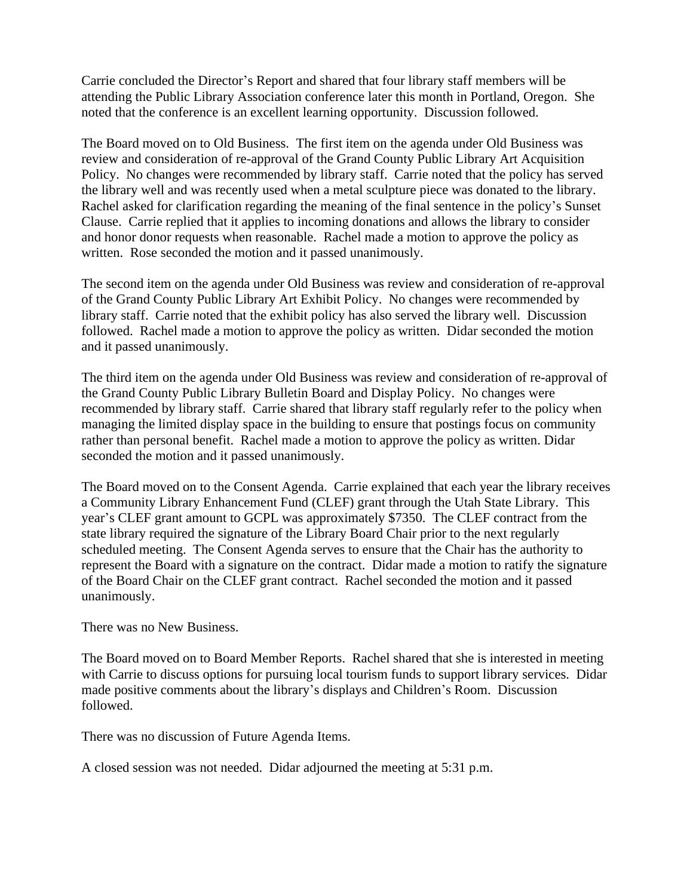Carrie concluded the Director's Report and shared that four library staff members will be attending the Public Library Association conference later this month in Portland, Oregon. She noted that the conference is an excellent learning opportunity. Discussion followed.

The Board moved on to Old Business. The first item on the agenda under Old Business was review and consideration of re-approval of the Grand County Public Library Art Acquisition Policy. No changes were recommended by library staff. Carrie noted that the policy has served the library well and was recently used when a metal sculpture piece was donated to the library. Rachel asked for clarification regarding the meaning of the final sentence in the policy's Sunset Clause. Carrie replied that it applies to incoming donations and allows the library to consider and honor donor requests when reasonable. Rachel made a motion to approve the policy as written. Rose seconded the motion and it passed unanimously.

The second item on the agenda under Old Business was review and consideration of re-approval of the Grand County Public Library Art Exhibit Policy. No changes were recommended by library staff. Carrie noted that the exhibit policy has also served the library well. Discussion followed. Rachel made a motion to approve the policy as written. Didar seconded the motion and it passed unanimously.

The third item on the agenda under Old Business was review and consideration of re-approval of the Grand County Public Library Bulletin Board and Display Policy. No changes were recommended by library staff. Carrie shared that library staff regularly refer to the policy when managing the limited display space in the building to ensure that postings focus on community rather than personal benefit. Rachel made a motion to approve the policy as written. Didar seconded the motion and it passed unanimously.

The Board moved on to the Consent Agenda. Carrie explained that each year the library receives a Community Library Enhancement Fund (CLEF) grant through the Utah State Library. This year's CLEF grant amount to GCPL was approximately $7350. The CLEF contract from the state library required the signature of the Library Board Chair prior to the next regularly scheduled meeting. The Consent Agenda serves to ensure that the Chair has the authority to represent the Board with a signature on the contract. Didar made a motion to ratify the signature of the Board Chair on the CLEF grant contract. Rachel seconded the motion and it passed unanimously.

There was no New Business.

The Board moved on to Board Member Reports. Rachel shared that she is interested in meeting with Carrie to discuss options for pursuing local tourism funds to support library services. Didar made positive comments about the library's displays and Children's Room. Discussion followed.

There was no discussion of Future Agenda Items.

A closed session was not needed. Didar adjourned the meeting at 5:31 p.m.